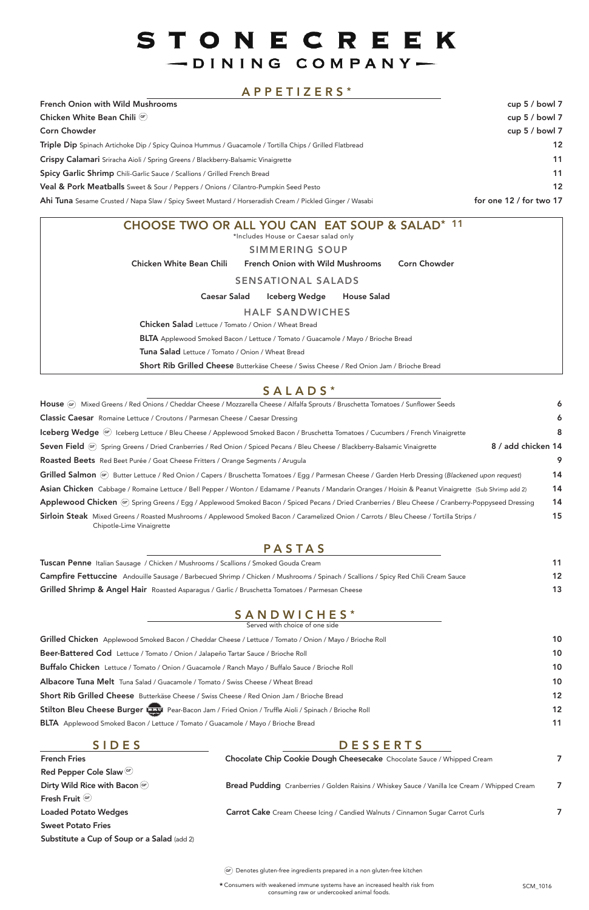# STONECREEK

## DINING COMPANY

## APPETIZERS*

| Item | Price |
|---|---|
| **French Onion with Wild Mushrooms** | cup 5 / bowl 7 |
| **Chicken White Bean Chili** (GF) | cup 5 / bowl 7 |
| **Corn Chowder** | cup 5 / bowl 7 |
| **Triple Dip** Spinach Artichoke Dip / Spicy Quinoa Hummus / Guacamole / Tortilla Chips / Grilled Flatbread | 12 |
| **Crispy Calamari** Sriracha Aioli / Spring Greens / Blackberry-Balsamic Vinaigrette | 11 |
| **Spicy Garlic Shrimp** Chili-Garlic Sauce / Scallions / Grilled French Bread | 11 |
| **Veal & Pork Meatballs** Sweet & Sour / Peppers / Onions / Cilantro-Pumpkin Seed Pesto | 12 |
| **Ahi Tuna** Sesame Crusted / Napa Slaw / Spicy Sweet Mustard / Horseradish Cream / Pickled Ginger / Wasabi | for one 12 / for two 17 |

## CHOOSE TWO OR ALL YOU CAN EAT SOUP & SALAD* 11

*Includes House or Caesar salad only

### SIMMERING SOUP

Chicken White Bean Chili | French Onion with Wild Mushrooms | Corn Chowder

### SENSATIONAL SALADS

Caesar Salad | Iceberg Wedge | House Salad

### HALF SANDWICHES

**Chicken Salad** Lettuce / Tomato / Onion / Wheat Bread

**BLTA** Applewood Smoked Bacon / Lettuce / Tomato / Guacamole / Mayo / Brioche Bread

**Tuna Salad** Lettuce / Tomato / Onion / Wheat Bread

**Short Rib Grilled Cheese** Butterkäse Cheese / Swiss Cheese / Red Onion Jam / Brioche Bread

## SALADS*

| Item | Price |
|---|---|
| **House** (GF) Mixed Greens / Red Onions / Cheddar Cheese / Mozzarella Cheese / Alfalfa Sprouts / Bruschetta Tomatoes / Sunflower Seeds | 6 |
| **Classic Caesar** Romaine Lettuce / Croutons / Parmesan Cheese / Caesar Dressing | 6 |
| **Iceberg Wedge** (GF) Iceberg Lettuce / Bleu Cheese / Applewood Smoked Bacon / Bruschetta Tomatoes / Cucumbers / French Vinaigrette | 8 |
| **Seven Field** (GF) Spring Greens / Dried Cranberries / Red Onion / Spiced Pecans / Bleu Cheese / Blackberry-Balsamic Vinaigrette | 8 / add chicken 14 |
| **Roasted Beets** Red Beet Purée / Goat Cheese Fritters / Orange Segments / Arugula | 9 |
| **Grilled Salmon** (GF) Butter Lettuce / Red Onion / Capers / Bruschetta Tomatoes / Egg / Parmesan Cheese / Garden Herb Dressing (*Blackened upon request*) | 14 |
| **Asian Chicken** Cabbage / Romaine Lettuce / Bell Pepper / Wonton / Edamame / Peanuts / Mandarin Oranges / Hoisin & Peanut Vinaigrette (Sub Shrimp add 2) | 14 |
| **Applewood Chicken** (GF) Spring Greens / Egg / Applewood Smoked Bacon / Spiced Pecans / Dried Cranberries / Bleu Cheese / Cranberry-Poppyseed Dressing | 14 |
| **Sirloin Steak** Mixed Greens / Roasted Mushrooms / Applewood Smoked Bacon / Caramelized Onion / Carrots / Bleu Cheese / Tortilla Strips / Chipotle-Lime Vinaigrette | 15 |

## PASTAS

| Item | Price |
|---|---|
| **Tuscan Penne** Italian Sausage / Chicken / Mushrooms / Scallions / Smoked Gouda Cream | 11 |
| **Campfire Fettuccine** Andouille Sausage / Barbecued Shrimp / Chicken / Mushrooms / Spinach / Scallions / Spicy Red Chili Cream Sauce | 12 |
| **Grilled Shrimp & Angel Hair** Roasted Asparagus / Garlic / Bruschetta Tomatoes / Parmesan Cheese | 13 |

## SANDWICHES*

Served with choice of one side

| Item | Price |
|---|---|
| **Grilled Chicken** Applewood Smoked Bacon / Cheddar Cheese / Lettuce / Tomato / Onion / Mayo / Brioche Roll | 10 |
| **Beer-Battered Cod** Lettuce / Tomato / Onion / Jalapeño Tartar Sauce / Brioche Roll | 10 |
| **Buffalo Chicken** Lettuce / Tomato / Onion / Guacamole / Ranch Mayo / Buffalo Sauce / Brioche Roll | 10 |
| **Albacore Tuna Melt** Tuna Salad / Guacamole / Tomato / Swiss Cheese / Wheat Bread | 10 |
| **Short Rib Grilled Cheese** Butterkäse Cheese / Swiss Cheese / Red Onion Jam / Brioche Bread | 12 |
| **Stilton Bleu Cheese Burger** Pear-Bacon Jam / Fried Onion / Truffle Aioli / Spinach / Brioche Roll | 12 |
| **BLTA** Applewood Smoked Bacon / Lettuce / Tomato / Guacamole / Mayo / Brioche Bread | 11 |

## SIDES

- French Fries
- Red Pepper Cole Slaw (GF)
- Dirty Wild Rice with Bacon (GF)
- Fresh Fruit (GF)
- Loaded Potato Wedges
- Sweet Potato Fries
- Substitute a Cup of Soup or a Salad (add 2)

## DESSERTS

| Item | Price |
|---|---|
| **Chocolate Chip Cookie Dough Cheesecake** Chocolate Sauce / Whipped Cream | 7 |
| **Bread Pudding** Cranberries / Golden Raisins / Whiskey Sauce / Vanilla Ice Cream / Whipped Cream | 7 |
| **Carrot Cake** Cream Cheese Icing / Candied Walnuts / Cinnamon Sugar Carrot Curls | 7 |

(GF) Denotes gluten-free ingredients prepared in a non gluten-free kitchen

* Consumers with weakened immune systems have an increased health risk from consuming raw or undercooked animal foods.

SCM_1016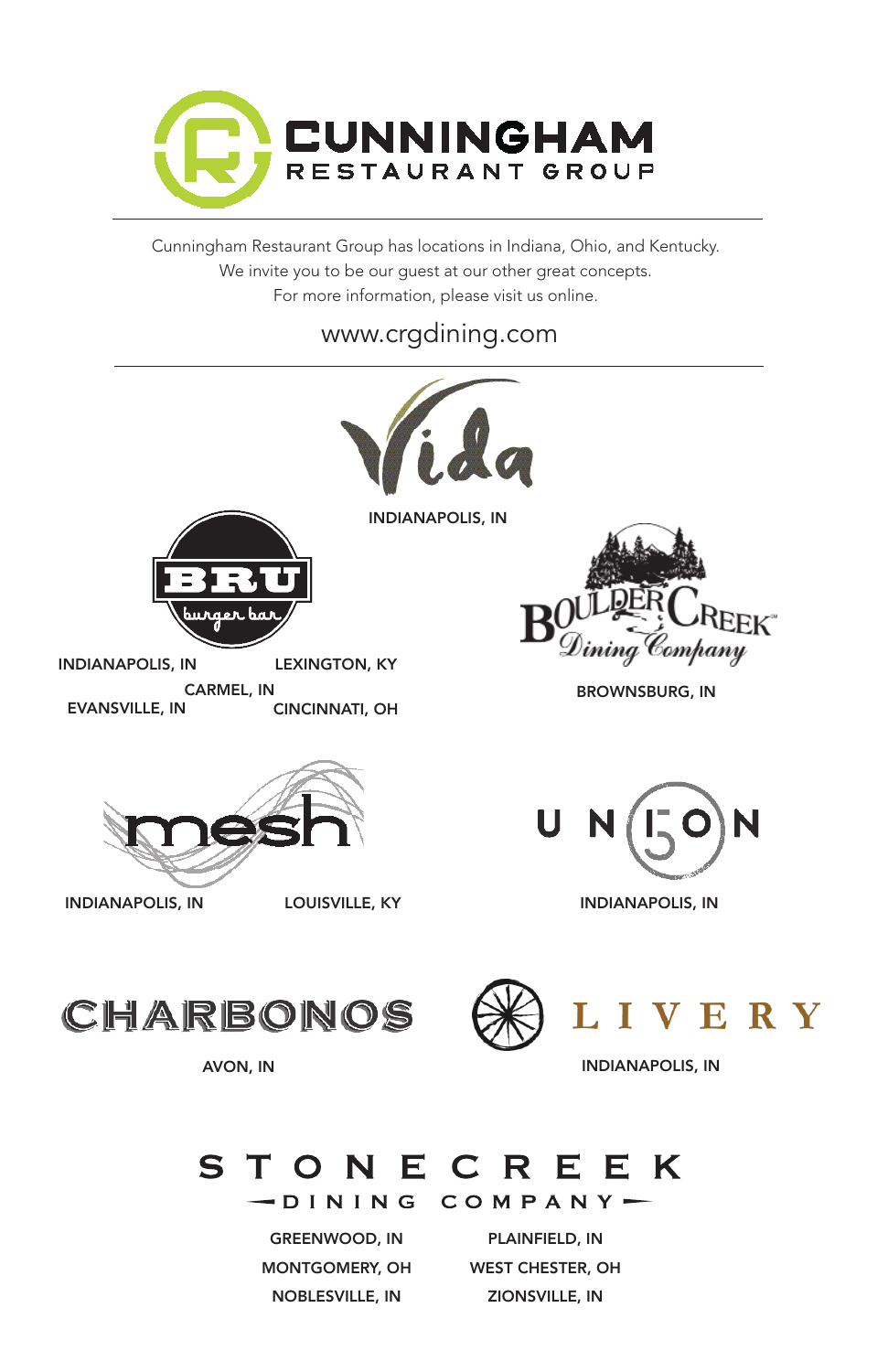# CUNNINGHAM RESTAURANT GROUP

Cunningham Restaurant Group has locations in Indiana, Ohio, and Kentucky.
We invite you to be our guest at our other great concepts.
For more information, please visit us online.

www.crgdining.com

## Vida

INDIANAPOLIS, IN

## BRU burger bar

INDIANAPOLIS, IN
LEXINGTON, KY
CARMEL, IN
EVANSVILLE, IN
CINCINNATI, OH

## Boulder Creek Dining Company

BROWNSBURG, IN

## mesh

INDIANAPOLIS, IN
LOUISVILLE, KY

## UNION 50

INDIANAPOLIS, IN

## CHARBONOS

AVON, IN

## LIVERY

INDIANAPOLIS, IN

## STONECREEK DINING COMPANY

GREENWOOD, IN
PLAINFIELD, IN
MONTGOMERY, OH
WEST CHESTER, OH
NOBLESVILLE, IN
ZIONSVILLE, IN